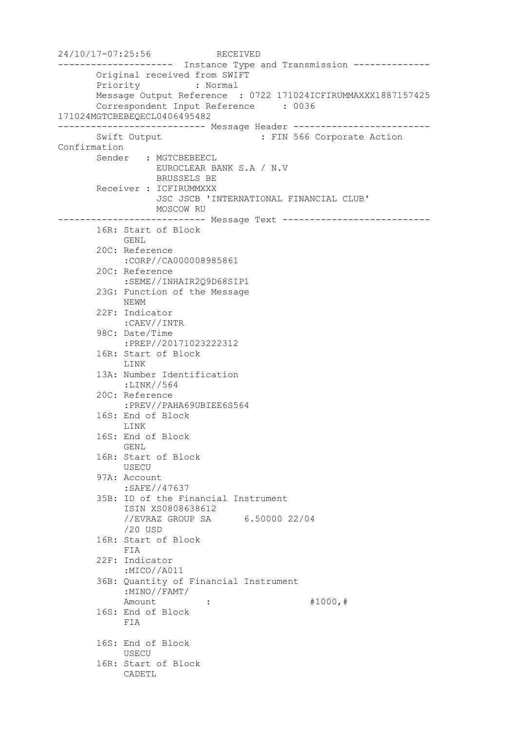```
24/10/17-07:25:56            RECEIVED
---------------------  Instance Type and Transmission --------------
       Original received from SWIFT
       Priority          : Normal
       Message Output Reference  : 0722 171024ICFIRUMMAXXX1887157425
       Correspondent Input Reference     : 0036
171024MGTCBEBEQECL0406495482
--------------------------- Message Header -------------------------
       Swift Output                   : FIN 566 Corporate Action
Confirmation
       Sender   : MGTCBEBEECL
                  EUROCLEAR BANK S.A / N.V
                  BRUSSELS BE
       Receiver : ICFIRUMMXXX
                  JSC JSCB 'INTERNATIONAL FINANCIAL CLUB'
                  MOSCOW RU
--------------------------- Message Text ---------------------------
       16R: Start of Block
            GENL
       20C: Reference
            :CORP//CA000008985861
       20C: Reference
            :SEME//INHAIR2Q9D68SIP1
       23G: Function of the Message
            NEWM
       22F: Indicator
            :CAEV//INTR
       98C: Date/Time
            :PREP//20171023222312
       16R: Start of Block
            LINK
       13A: Number Identification
            :LINK//564
       20C: Reference
            :PREV//PAHA69UBIEE6S564
       16S: End of Block
            LINK
       16S: End of Block
            GENL
       16R: Start of Block
            USECU
       97A: Account
            :SAFE//47637
       35B: ID of the Financial Instrument
            ISIN XS0808638612
            //EVRAZ GROUP SA      6.50000 22/04
            /20 USD
       16R: Start of Block
            FIA
       22F: Indicator
            :MICO//A011
       36B: Quantity of Financial Instrument
            :MINO//FAMT/
            Amount          :                  #1000,#
       16S: End of Block
            FIA

       16S: End of Block
            USECU
       16R: Start of Block
            CADETL
```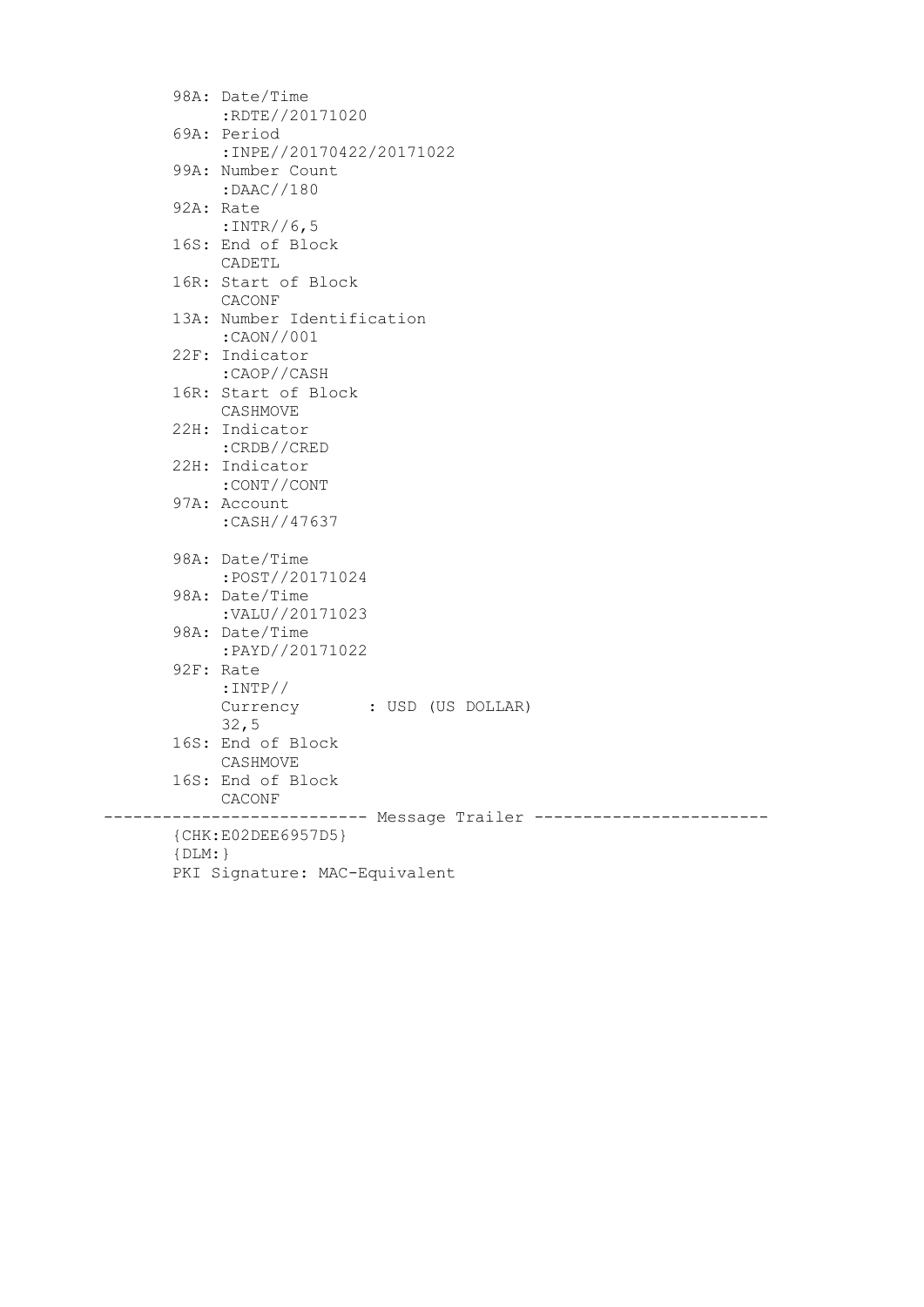```
98A: Date/Time
     :RDTE//20171020
69A: Period
     :INPE//20170422/20171022
99A: Number Count
     :DAAC//180
92A: Rate
     :INTR//6,5
16S: End of Block
     CADETL
16R: Start of Block
     CACONF
13A: Number Identification
     :CAON//001
22F: Indicator
     :CAOP//CASH
16R: Start of Block
     CASHMOVE
22H: Indicator
     :CRDB//CRED
22H: Indicator
     :CONT//CONT
97A: Account
     :CASH//47637

98A: Date/Time
     :POST//20171024
98A: Date/Time
     :VALU//20171023
98A: Date/Time
     :PAYD//20171022
92F: Rate
     :INTP//
     Currency       : USD (US DOLLAR)
     32,5
16S: End of Block
     CASHMOVE
16S: End of Block
     CACONF
--------------------------- Message Trailer ------------------------
{CHK:E02DEE6957D5}
{DLM:}
PKI Signature: MAC-Equivalent
```